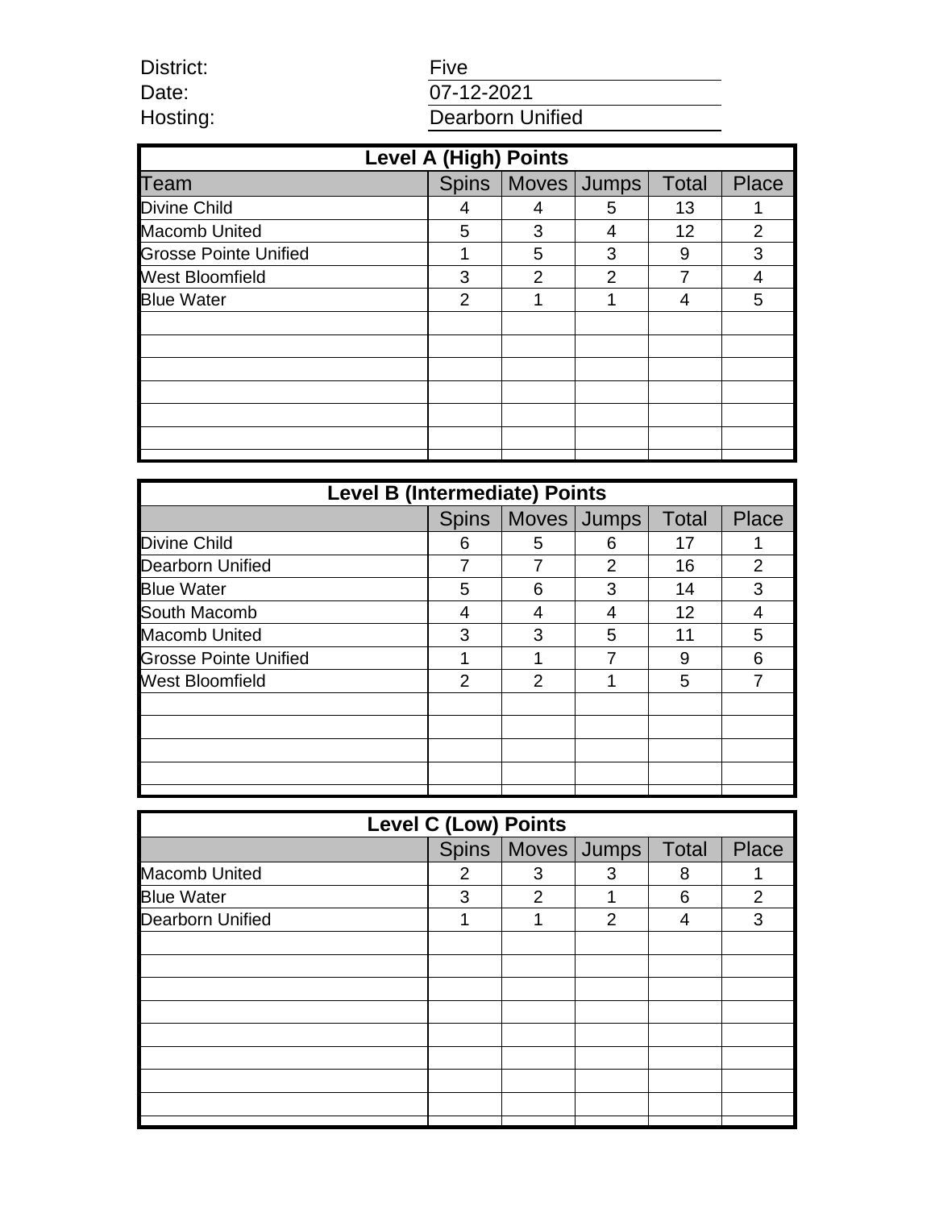District: Five
Date: 07-12-2021
Hosting: Dearborn Unified

| Level A (High) Points | | | | | |
|---|---|---|---|---|---|
| Team | Spins | Moves | Jumps | Total | Place |
| Divine Child | 4 | 4 | 5 | 13 | 1 |
| Macomb United | 5 | 3 | 4 | 12 | 2 |
| Grosse Pointe Unified | 1 | 5 | 3 | 9 | 3 |
| West Bloomfield | 3 | 2 | 2 | 7 | 4 |
| Blue Water | 2 | 1 | 1 | 4 | 5 |

| Level B (Intermediate) Points | | | | | |
|---|---|---|---|---|---|
| | Spins | Moves | Jumps | Total | Place |
| Divine Child | 6 | 5 | 6 | 17 | 1 |
| Dearborn Unified | 7 | 7 | 2 | 16 | 2 |
| Blue Water | 5 | 6 | 3 | 14 | 3 |
| South Macomb | 4 | 4 | 4 | 12 | 4 |
| Macomb United | 3 | 3 | 5 | 11 | 5 |
| Grosse Pointe Unified | 1 | 1 | 7 | 9 | 6 |
| West Bloomfield | 2 | 2 | 1 | 5 | 7 |

| Level C (Low) Points | | | | | |
|---|---|---|---|---|---|
| | Spins | Moves | Jumps | Total | Place |
| Macomb United | 2 | 3 | 3 | 8 | 1 |
| Blue Water | 3 | 2 | 1 | 6 | 2 |
| Dearborn Unified | 1 | 1 | 2 | 4 | 3 |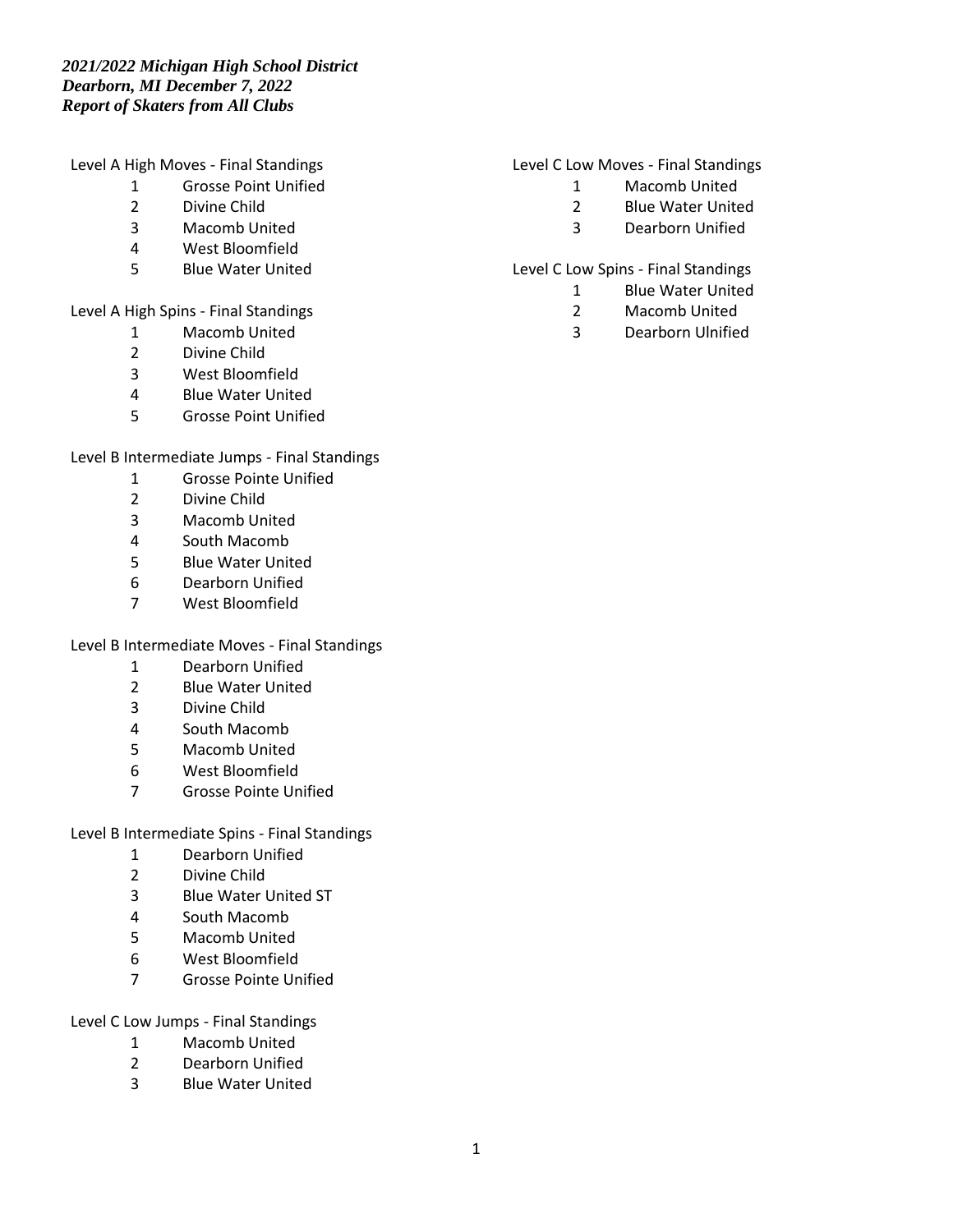***2021/2022 Michigan High School District***
***Dearborn, MI December 7, 2022***
***Report of Skaters from All Clubs***

Level A High Moves - Final Standings

1. Grosse Point Unified
2. Divine Child
3. Macomb United
4. West Bloomfield
5. Blue Water United

Level A High Spins - Final Standings

1. Macomb United
2. Divine Child
3. West Bloomfield
4. Blue Water United
5. Grosse Point Unified

Level B Intermediate Jumps - Final Standings

1. Grosse Pointe Unified
2. Divine Child
3. Macomb United
4. South Macomb
5. Blue Water United
6. Dearborn Unified
7. West Bloomfield

Level B Intermediate Moves - Final Standings

1. Dearborn Unified
2. Blue Water United
3. Divine Child
4. South Macomb
5. Macomb United
6. West Bloomfield
7. Grosse Pointe Unified

Level B Intermediate Spins - Final Standings

1. Dearborn Unified
2. Divine Child
3. Blue Water United ST
4. South Macomb
5. Macomb United
6. West Bloomfield
7. Grosse Pointe Unified

Level C Low Jumps - Final Standings

1. Macomb United
2. Dearborn Unified
3. Blue Water United

Level C Low Moves - Final Standings

1. Macomb United
2. Blue Water United
3. Dearborn Unified

Level C Low Spins - Final Standings

1. Blue Water United
2. Macomb United
3. Dearborn Ulnified